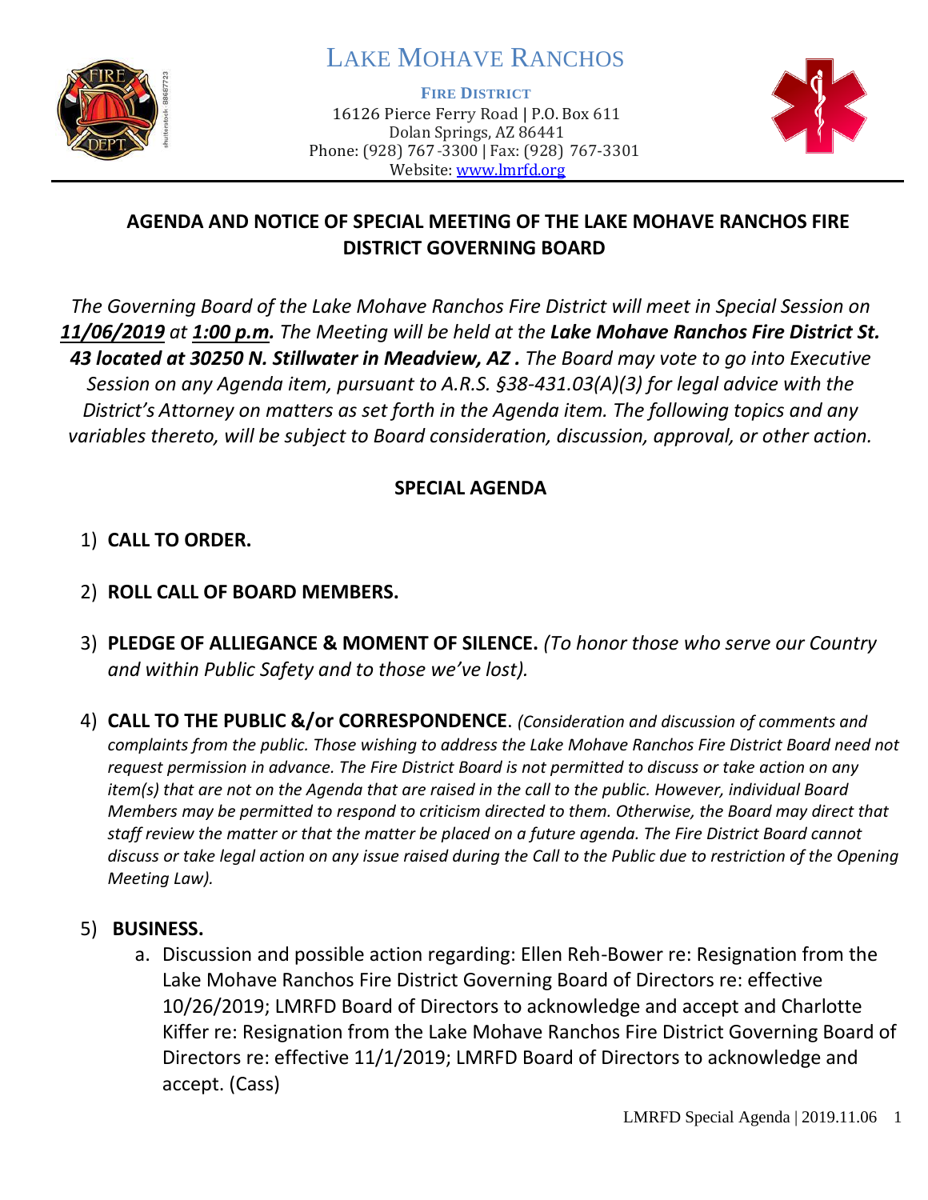# LAKE MOHAVE RANCHOS

**FIRE DISTRICT**

16126 Pierce Ferry Road | P.O. Box 611
Dolan Springs, AZ 86441
Phone: (928) 767-3300 | Fax: (928) 767-3301
Website: www.lmrfd.org

## AGENDA AND NOTICE OF SPECIAL MEETING OF THE LAKE MOHAVE RANCHOS FIRE DISTRICT GOVERNING BOARD

*The Governing Board of the Lake Mohave Ranchos Fire District will meet in Special Session on **11/06/2019** at **1:00 p.m.** The Meeting will be held at the **Lake Mohave Ranchos Fire District St. 43 located at 30250 N. Stillwater in Meadview, AZ .** The Board may vote to go into Executive Session on any Agenda item, pursuant to A.R.S. §38-431.03(A)(3) for legal advice with the District's Attorney on matters as set forth in the Agenda item. The following topics and any variables thereto, will be subject to Board consideration, discussion, approval, or other action.*

### SPECIAL AGENDA

1) **CALL TO ORDER.**

2) **ROLL CALL OF BOARD MEMBERS.**

3) **PLEDGE OF ALLIEGANCE & MOMENT OF SILENCE.** *(To honor those who serve our Country and within Public Safety and to those we've lost).*

4) **CALL TO THE PUBLIC &/or CORRESPONDENCE**. *(Consideration and discussion of comments and complaints from the public. Those wishing to address the Lake Mohave Ranchos Fire District Board need not request permission in advance. The Fire District Board is not permitted to discuss or take action on any item(s) that are not on the Agenda that are raised in the call to the public. However, individual Board Members may be permitted to respond to criticism directed to them. Otherwise, the Board may direct that staff review the matter or that the matter be placed on a future agenda. The Fire District Board cannot discuss or take legal action on any issue raised during the Call to the Public due to restriction of the Opening Meeting Law).*

5) **BUSINESS.**
   a. Discussion and possible action regarding: Ellen Reh-Bower re: Resignation from the Lake Mohave Ranchos Fire District Governing Board of Directors re: effective 10/26/2019; LMRFD Board of Directors to acknowledge and accept and Charlotte Kiffer re: Resignation from the Lake Mohave Ranchos Fire District Governing Board of Directors re: effective 11/1/2019; LMRFD Board of Directors to acknowledge and accept. (Cass)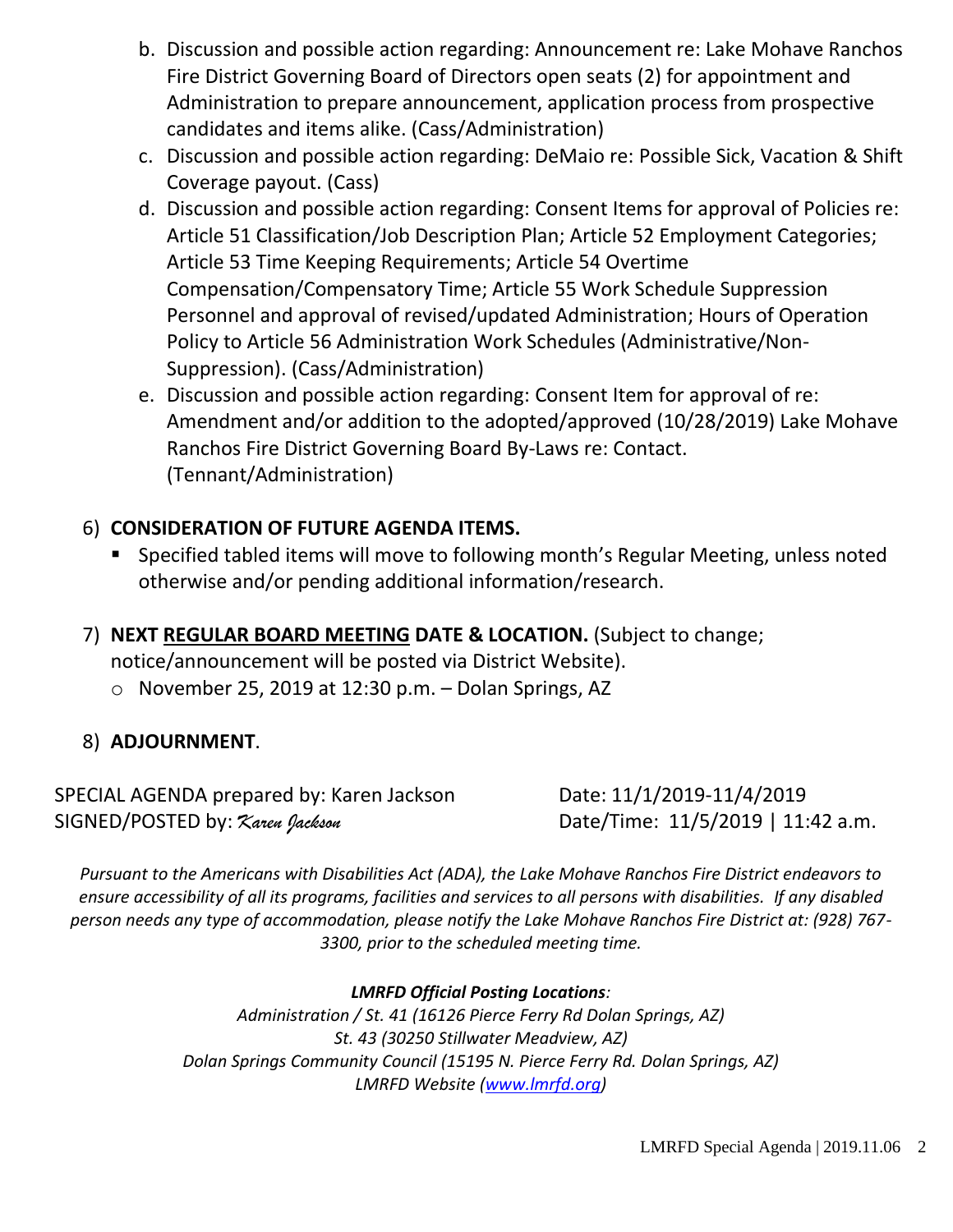b. Discussion and possible action regarding: Announcement re: Lake Mohave Ranchos Fire District Governing Board of Directors open seats (2) for appointment and Administration to prepare announcement, application process from prospective candidates and items alike. (Cass/Administration)

c. Discussion and possible action regarding: DeMaio re: Possible Sick, Vacation & Shift Coverage payout. (Cass)

d. Discussion and possible action regarding: Consent Items for approval of Policies re: Article 51 Classification/Job Description Plan; Article 52 Employment Categories; Article 53 Time Keeping Requirements; Article 54 Overtime Compensation/Compensatory Time; Article 55 Work Schedule Suppression Personnel and approval of revised/updated Administration; Hours of Operation Policy to Article 56 Administration Work Schedules (Administrative/Non-Suppression). (Cass/Administration)

e. Discussion and possible action regarding: Consent Item for approval of re: Amendment and/or addition to the adopted/approved (10/28/2019) Lake Mohave Ranchos Fire District Governing Board By-Laws re: Contact. (Tennant/Administration)

6) **CONSIDERATION OF FUTURE AGENDA ITEMS.**
   - Specified tabled items will move to following month's Regular Meeting, unless noted otherwise and/or pending additional information/research.

7) **NEXT REGULAR BOARD MEETING DATE & LOCATION.** (Subject to change; notice/announcement will be posted via District Website).
   - November 25, 2019 at 12:30 p.m. – Dolan Springs, AZ

8) **ADJOURNMENT**.

SPECIAL AGENDA prepared by: Karen Jackson — Date: 11/1/2019-11/4/2019
SIGNED/POSTED by: *Karen Jackson* — Date/Time: 11/5/2019 | 11:42 a.m.

*Pursuant to the Americans with Disabilities Act (ADA), the Lake Mohave Ranchos Fire District endeavors to ensure accessibility of all its programs, facilities and services to all persons with disabilities. If any disabled person needs any type of accommodation, please notify the Lake Mohave Ranchos Fire District at: (928) 767-3300, prior to the scheduled meeting time.*

***LMRFD Official Posting Locations**:*

*Administration / St. 41 (16126 Pierce Ferry Rd Dolan Springs, AZ)*
*St. 43 (30250 Stillwater Meadview, AZ)*
*Dolan Springs Community Council (15195 N. Pierce Ferry Rd. Dolan Springs, AZ)*
*LMRFD Website (www.lmrfd.org)*